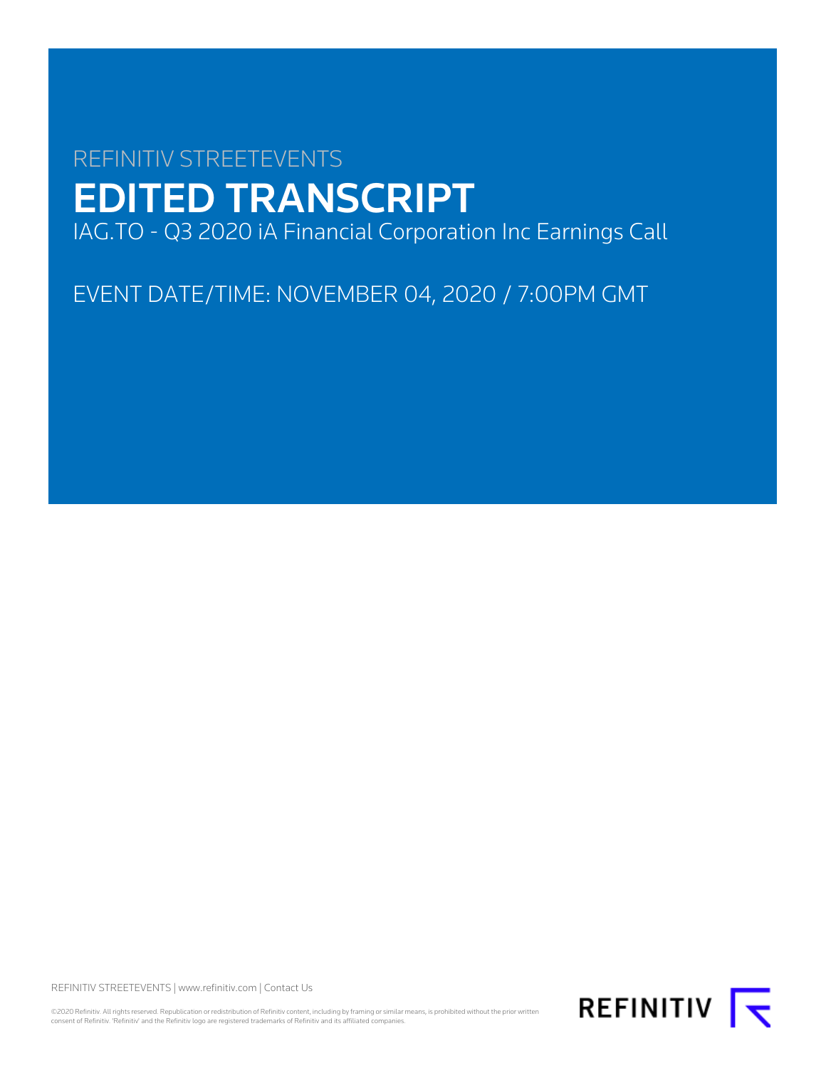REFINITIV STREETEVENTS

# EDITED TRANSCRIPT

IAG.TO - Q3 2020 iA Financial Corporation Inc Earnings Call

EVENT DATE/TIME: NOVEMBER 04, 2020 / 7:00PM GMT

REFINITIV STREETEVENTS | www.refinitiv.com | Contact Us

©2020 Refinitiv. All rights reserved. Republication or redistribution of Refinitiv content, including by framing or similar means, is prohibited without the prior written consent of Refinitiv. 'Refinitiv' and the Refinitiv logo are registered trademarks of Refinitiv and its affiliated companies.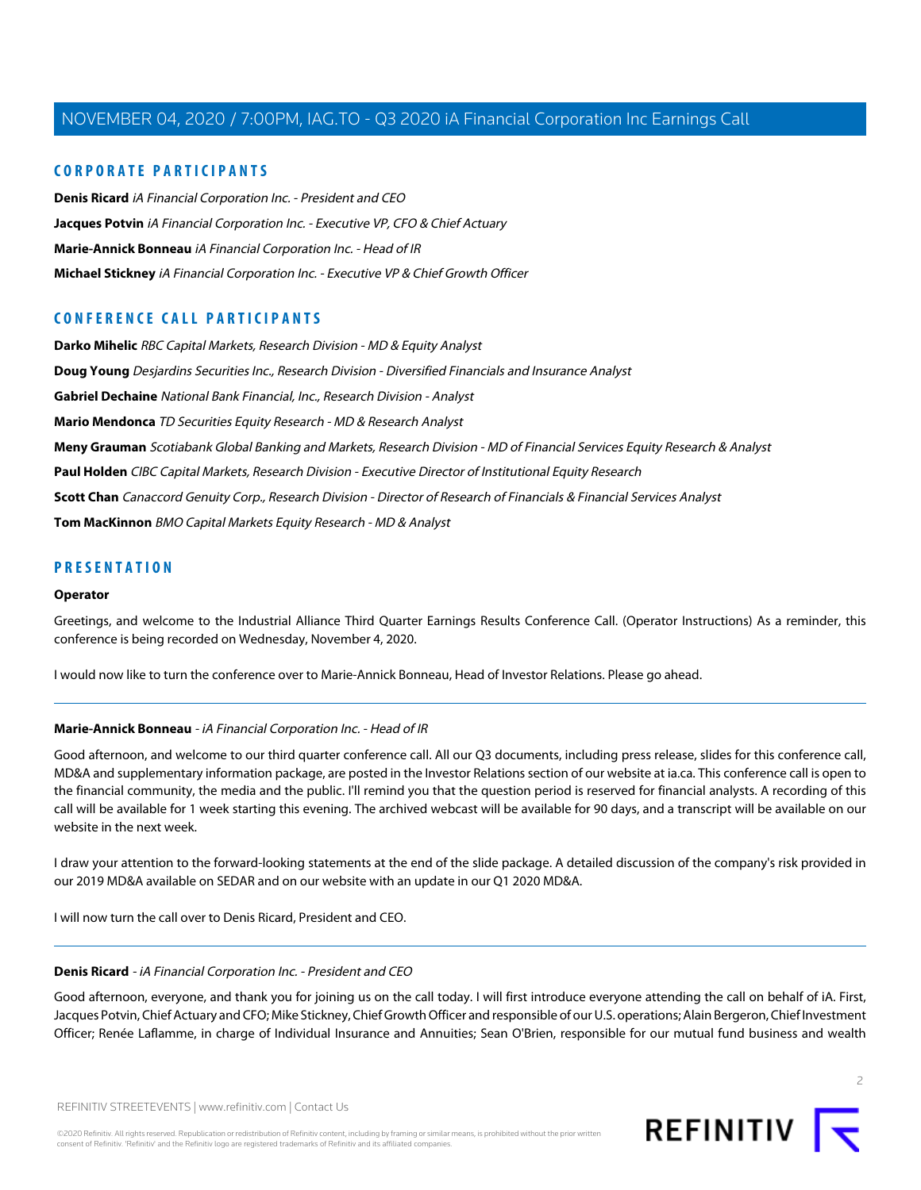## CORPORATE PARTICIPANTS

**Denis Ricard** *iA Financial Corporation Inc. - President and CEO*

**Jacques Potvin** *iA Financial Corporation Inc. - Executive VP, CFO & Chief Actuary*

**Marie-Annick Bonneau** *iA Financial Corporation Inc. - Head of IR*

**Michael Stickney** *iA Financial Corporation Inc. - Executive VP & Chief Growth Officer*

## CONFERENCE CALL PARTICIPANTS

**Darko Mihelic** *RBC Capital Markets, Research Division - MD & Equity Analyst*

**Doug Young** *Desjardins Securities Inc., Research Division - Diversified Financials and Insurance Analyst*

**Gabriel Dechaine** *National Bank Financial, Inc., Research Division - Analyst*

**Mario Mendonca** *TD Securities Equity Research - MD & Research Analyst*

**Meny Grauman** *Scotiabank Global Banking and Markets, Research Division - MD of Financial Services Equity Research & Analyst*

**Paul Holden** *CIBC Capital Markets, Research Division - Executive Director of Institutional Equity Research*

**Scott Chan** *Canaccord Genuity Corp., Research Division - Director of Research of Financials & Financial Services Analyst*

**Tom MacKinnon** *BMO Capital Markets Equity Research - MD & Analyst*

## PRESENTATION

**Operator**

Greetings, and welcome to the Industrial Alliance Third Quarter Earnings Results Conference Call. (Operator Instructions) As a reminder, this conference is being recorded on Wednesday, November 4, 2020.

I would now like to turn the conference over to Marie-Annick Bonneau, Head of Investor Relations. Please go ahead.

---

**Marie-Annick Bonneau** - *iA Financial Corporation Inc. - Head of IR*

Good afternoon, and welcome to our third quarter conference call. All our Q3 documents, including press release, slides for this conference call, MD&A and supplementary information package, are posted in the Investor Relations section of our website at ia.ca. This conference call is open to the financial community, the media and the public. I'll remind you that the question period is reserved for financial analysts. A recording of this call will be available for 1 week starting this evening. The archived webcast will be available for 90 days, and a transcript will be available on our website in the next week.

I draw your attention to the forward-looking statements at the end of the slide package. A detailed discussion of the company's risk provided in our 2019 MD&A available on SEDAR and on our website with an update in our Q1 2020 MD&A.

I will now turn the call over to Denis Ricard, President and CEO.

---

**Denis Ricard** - *iA Financial Corporation Inc. - President and CEO*

Good afternoon, everyone, and thank you for joining us on the call today. I will first introduce everyone attending the call on behalf of iA. First, Jacques Potvin, Chief Actuary and CFO; Mike Stickney, Chief Growth Officer and responsible of our U.S. operations; Alain Bergeron, Chief Investment Officer; Renée Laflamme, in charge of Individual Insurance and Annuities; Sean O'Brien, responsible for our mutual fund business and wealth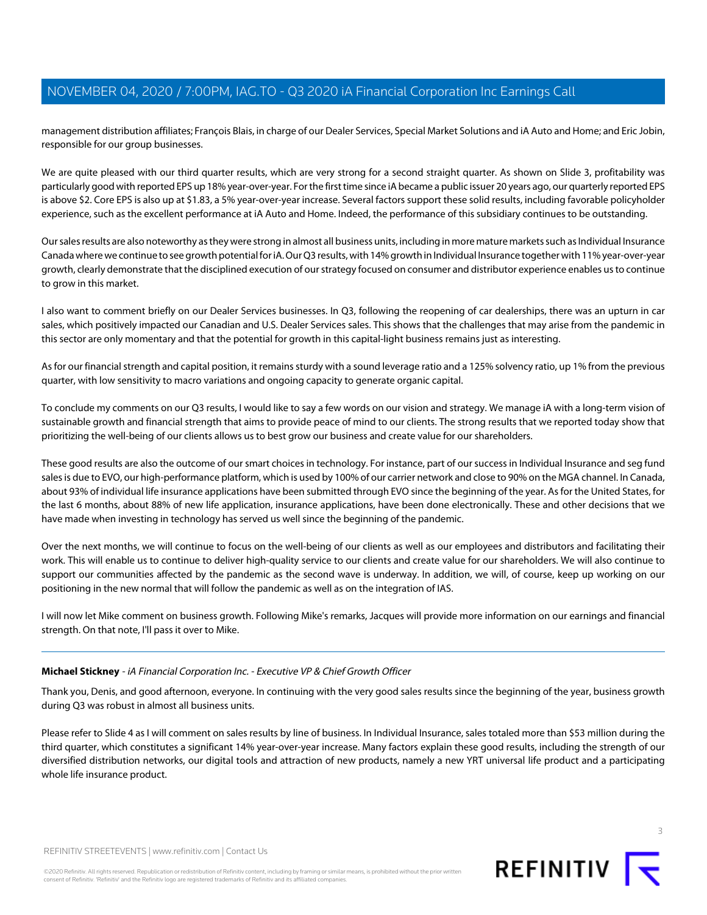management distribution affiliates; François Blais, in charge of our Dealer Services, Special Market Solutions and iA Auto and Home; and Eric Jobin, responsible for our group businesses.

We are quite pleased with our third quarter results, which are very strong for a second straight quarter. As shown on Slide 3, profitability was particularly good with reported EPS up 18% year-over-year. For the first time since iA became a public issuer 20 years ago, our quarterly reported EPS is above $2. Core EPS is also up at $1.83, a 5% year-over-year increase. Several factors support these solid results, including favorable policyholder experience, such as the excellent performance at iA Auto and Home. Indeed, the performance of this subsidiary continues to be outstanding.

Our sales results are also noteworthy as they were strong in almost all business units, including in more mature markets such as Individual Insurance Canada where we continue to see growth potential for iA. Our Q3 results, with 14% growth in Individual Insurance together with 11% year-over-year growth, clearly demonstrate that the disciplined execution of our strategy focused on consumer and distributor experience enables us to continue to grow in this market.

I also want to comment briefly on our Dealer Services businesses. In Q3, following the reopening of car dealerships, there was an upturn in car sales, which positively impacted our Canadian and U.S. Dealer Services sales. This shows that the challenges that may arise from the pandemic in this sector are only momentary and that the potential for growth in this capital-light business remains just as interesting.

As for our financial strength and capital position, it remains sturdy with a sound leverage ratio and a 125% solvency ratio, up 1% from the previous quarter, with low sensitivity to macro variations and ongoing capacity to generate organic capital.

To conclude my comments on our Q3 results, I would like to say a few words on our vision and strategy. We manage iA with a long-term vision of sustainable growth and financial strength that aims to provide peace of mind to our clients. The strong results that we reported today show that prioritizing the well-being of our clients allows us to best grow our business and create value for our shareholders.

These good results are also the outcome of our smart choices in technology. For instance, part of our success in Individual Insurance and seg fund sales is due to EVO, our high-performance platform, which is used by 100% of our carrier network and close to 90% on the MGA channel. In Canada, about 93% of individual life insurance applications have been submitted through EVO since the beginning of the year. As for the United States, for the last 6 months, about 88% of new life application, insurance applications, have been done electronically. These and other decisions that we have made when investing in technology has served us well since the beginning of the pandemic.

Over the next months, we will continue to focus on the well-being of our clients as well as our employees and distributors and facilitating their work. This will enable us to continue to deliver high-quality service to our clients and create value for our shareholders. We will also continue to support our communities affected by the pandemic as the second wave is underway. In addition, we will, of course, keep up working on our positioning in the new normal that will follow the pandemic as well as on the integration of IAS.

I will now let Mike comment on business growth. Following Mike's remarks, Jacques will provide more information on our earnings and financial strength. On that note, I'll pass it over to Mike.

---

**Michael Stickney** - *iA Financial Corporation Inc. - Executive VP & Chief Growth Officer*

Thank you, Denis, and good afternoon, everyone. In continuing with the very good sales results since the beginning of the year, business growth during Q3 was robust in almost all business units.

Please refer to Slide 4 as I will comment on sales results by line of business. In Individual Insurance, sales totaled more than $53 million during the third quarter, which constitutes a significant 14% year-over-year increase. Many factors explain these good results, including the strength of our diversified distribution networks, our digital tools and attraction of new products, namely a new YRT universal life product and a participating whole life insurance product.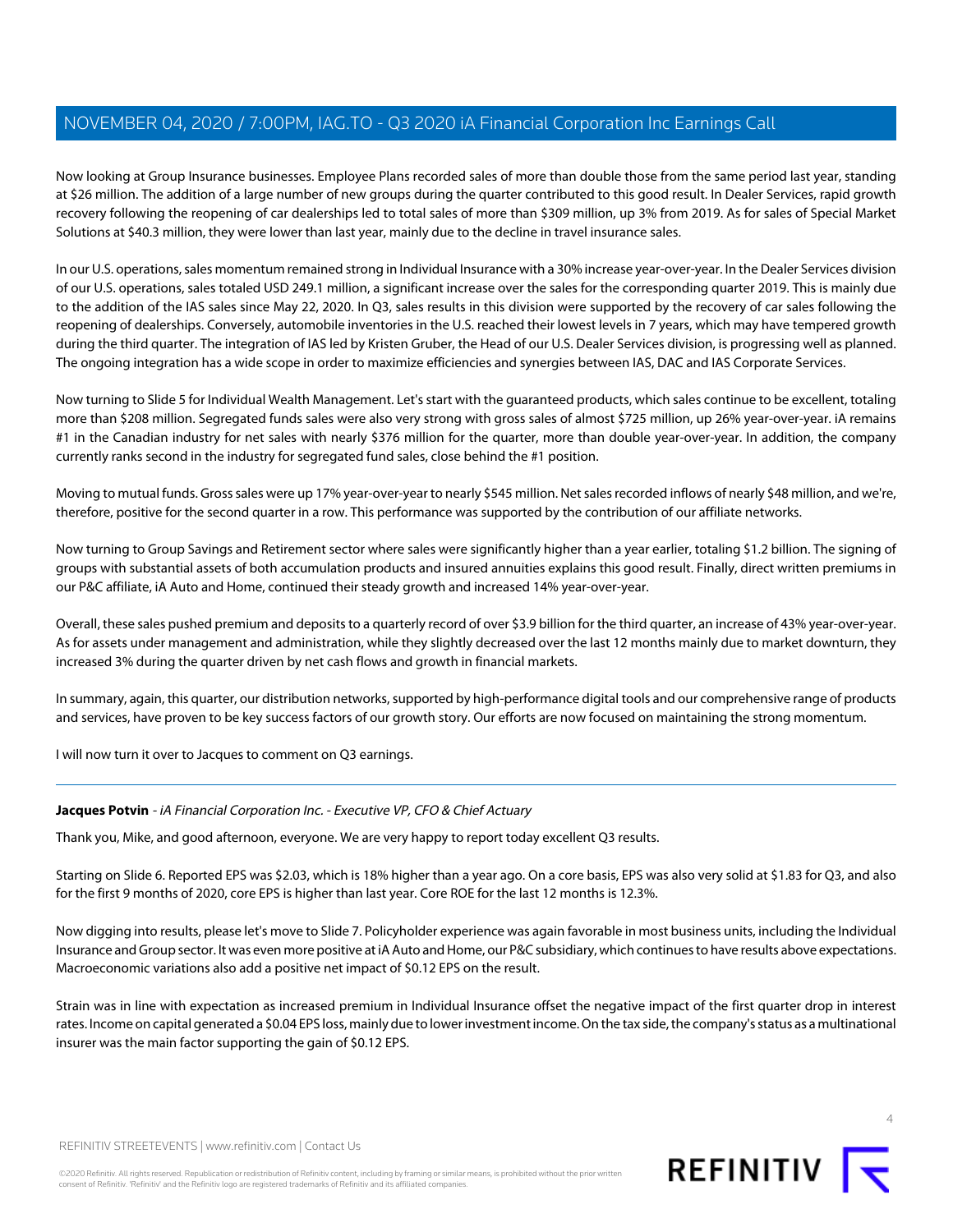Now looking at Group Insurance businesses. Employee Plans recorded sales of more than double those from the same period last year, standing at $26 million. The addition of a large number of new groups during the quarter contributed to this good result. In Dealer Services, rapid growth recovery following the reopening of car dealerships led to total sales of more than $309 million, up 3% from 2019. As for sales of Special Market Solutions at $40.3 million, they were lower than last year, mainly due to the decline in travel insurance sales.

In our U.S. operations, sales momentum remained strong in Individual Insurance with a 30% increase year-over-year. In the Dealer Services division of our U.S. operations, sales totaled USD 249.1 million, a significant increase over the sales for the corresponding quarter 2019. This is mainly due to the addition of the IAS sales since May 22, 2020. In Q3, sales results in this division were supported by the recovery of car sales following the reopening of dealerships. Conversely, automobile inventories in the U.S. reached their lowest levels in 7 years, which may have tempered growth during the third quarter. The integration of IAS led by Kristen Gruber, the Head of our U.S. Dealer Services division, is progressing well as planned. The ongoing integration has a wide scope in order to maximize efficiencies and synergies between IAS, DAC and IAS Corporate Services.

Now turning to Slide 5 for Individual Wealth Management. Let's start with the guaranteed products, which sales continue to be excellent, totaling more than $208 million. Segregated funds sales were also very strong with gross sales of almost $725 million, up 26% year-over-year. iA remains #1 in the Canadian industry for net sales with nearly $376 million for the quarter, more than double year-over-year. In addition, the company currently ranks second in the industry for segregated fund sales, close behind the #1 position.

Moving to mutual funds. Gross sales were up 17% year-over-year to nearly $545 million. Net sales recorded inflows of nearly $48 million, and we're, therefore, positive for the second quarter in a row. This performance was supported by the contribution of our affiliate networks.

Now turning to Group Savings and Retirement sector where sales were significantly higher than a year earlier, totaling $1.2 billion. The signing of groups with substantial assets of both accumulation products and insured annuities explains this good result. Finally, direct written premiums in our P&C affiliate, iA Auto and Home, continued their steady growth and increased 14% year-over-year.

Overall, these sales pushed premium and deposits to a quarterly record of over $3.9 billion for the third quarter, an increase of 43% year-over-year. As for assets under management and administration, while they slightly decreased over the last 12 months mainly due to market downturn, they increased 3% during the quarter driven by net cash flows and growth in financial markets.

In summary, again, this quarter, our distribution networks, supported by high-performance digital tools and our comprehensive range of products and services, have proven to be key success factors of our growth story. Our efforts are now focused on maintaining the strong momentum.

I will now turn it over to Jacques to comment on Q3 earnings.

---

**Jacques Potvin** - *iA Financial Corporation Inc. - Executive VP, CFO & Chief Actuary*

Thank you, Mike, and good afternoon, everyone. We are very happy to report today excellent Q3 results.

Starting on Slide 6. Reported EPS was $2.03, which is 18% higher than a year ago. On a core basis, EPS was also very solid at $1.83 for Q3, and also for the first 9 months of 2020, core EPS is higher than last year. Core ROE for the last 12 months is 12.3%.

Now digging into results, please let's move to Slide 7. Policyholder experience was again favorable in most business units, including the Individual Insurance and Group sector. It was even more positive at iA Auto and Home, our P&C subsidiary, which continues to have results above expectations. Macroeconomic variations also add a positive net impact of $0.12 EPS on the result.

Strain was in line with expectation as increased premium in Individual Insurance offset the negative impact of the first quarter drop in interest rates. Income on capital generated a $0.04 EPS loss, mainly due to lower investment income. On the tax side, the company's status as a multinational insurer was the main factor supporting the gain of $0.12 EPS.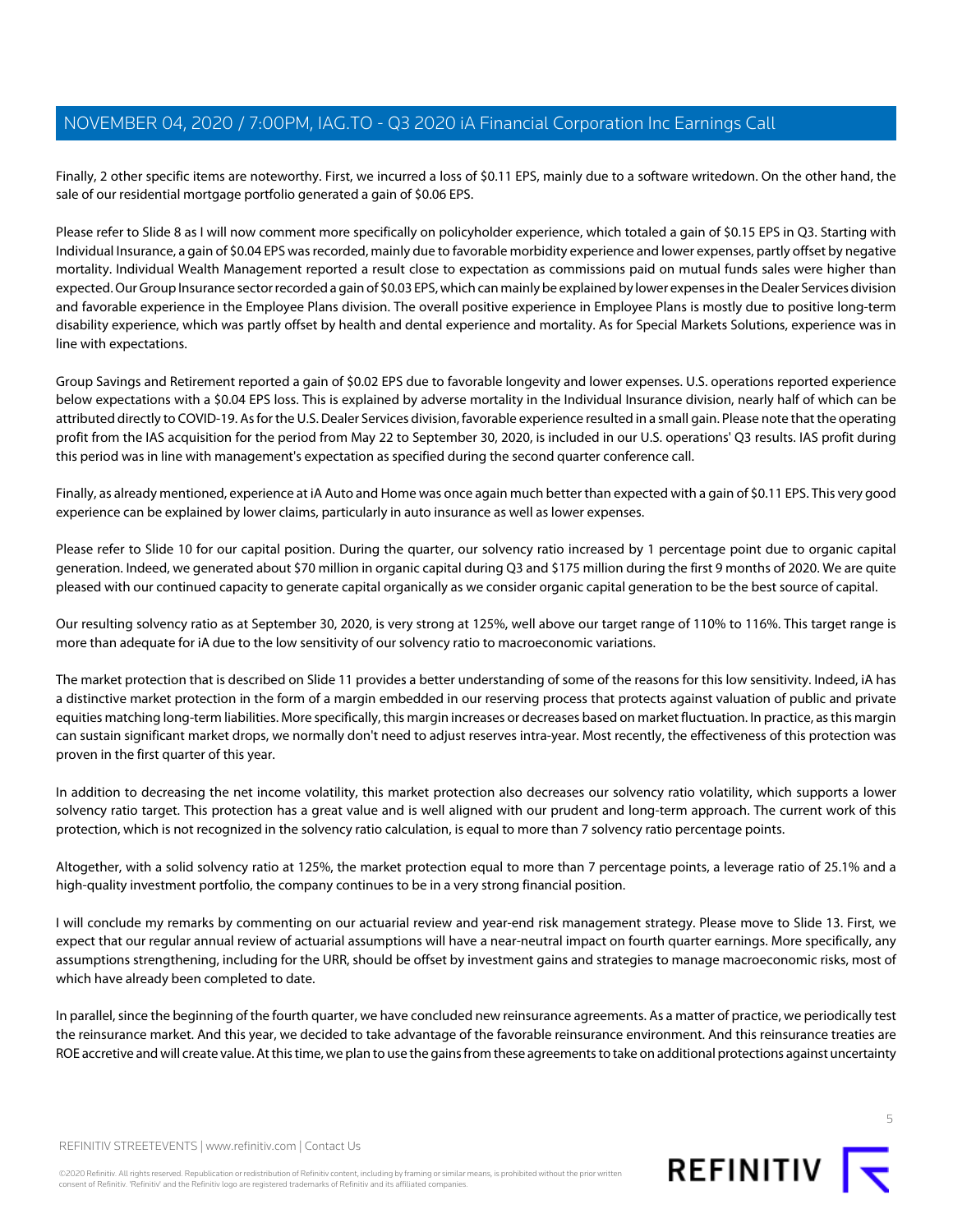Finally, 2 other specific items are noteworthy. First, we incurred a loss of $0.11 EPS, mainly due to a software writedown. On the other hand, the sale of our residential mortgage portfolio generated a gain of $0.06 EPS.

Please refer to Slide 8 as I will now comment more specifically on policyholder experience, which totaled a gain of $0.15 EPS in Q3. Starting with Individual Insurance, a gain of $0.04 EPS was recorded, mainly due to favorable morbidity experience and lower expenses, partly offset by negative mortality. Individual Wealth Management reported a result close to expectation as commissions paid on mutual funds sales were higher than expected. Our Group Insurance sector recorded a gain of $0.03 EPS, which can mainly be explained by lower expenses in the Dealer Services division and favorable experience in the Employee Plans division. The overall positive experience in Employee Plans is mostly due to positive long-term disability experience, which was partly offset by health and dental experience and mortality. As for Special Markets Solutions, experience was in line with expectations.

Group Savings and Retirement reported a gain of $0.02 EPS due to favorable longevity and lower expenses. U.S. operations reported experience below expectations with a $0.04 EPS loss. This is explained by adverse mortality in the Individual Insurance division, nearly half of which can be attributed directly to COVID-19. As for the U.S. Dealer Services division, favorable experience resulted in a small gain. Please note that the operating profit from the IAS acquisition for the period from May 22 to September 30, 2020, is included in our U.S. operations' Q3 results. IAS profit during this period was in line with management's expectation as specified during the second quarter conference call.

Finally, as already mentioned, experience at iA Auto and Home was once again much better than expected with a gain of $0.11 EPS. This very good experience can be explained by lower claims, particularly in auto insurance as well as lower expenses.

Please refer to Slide 10 for our capital position. During the quarter, our solvency ratio increased by 1 percentage point due to organic capital generation. Indeed, we generated about $70 million in organic capital during Q3 and $175 million during the first 9 months of 2020. We are quite pleased with our continued capacity to generate capital organically as we consider organic capital generation to be the best source of capital.

Our resulting solvency ratio as at September 30, 2020, is very strong at 125%, well above our target range of 110% to 116%. This target range is more than adequate for iA due to the low sensitivity of our solvency ratio to macroeconomic variations.

The market protection that is described on Slide 11 provides a better understanding of some of the reasons for this low sensitivity. Indeed, iA has a distinctive market protection in the form of a margin embedded in our reserving process that protects against valuation of public and private equities matching long-term liabilities. More specifically, this margin increases or decreases based on market fluctuation. In practice, as this margin can sustain significant market drops, we normally don't need to adjust reserves intra-year. Most recently, the effectiveness of this protection was proven in the first quarter of this year.

In addition to decreasing the net income volatility, this market protection also decreases our solvency ratio volatility, which supports a lower solvency ratio target. This protection has a great value and is well aligned with our prudent and long-term approach. The current work of this protection, which is not recognized in the solvency ratio calculation, is equal to more than 7 solvency ratio percentage points.

Altogether, with a solid solvency ratio at 125%, the market protection equal to more than 7 percentage points, a leverage ratio of 25.1% and a high-quality investment portfolio, the company continues to be in a very strong financial position.

I will conclude my remarks by commenting on our actuarial review and year-end risk management strategy. Please move to Slide 13. First, we expect that our regular annual review of actuarial assumptions will have a near-neutral impact on fourth quarter earnings. More specifically, any assumptions strengthening, including for the URR, should be offset by investment gains and strategies to manage macroeconomic risks, most of which have already been completed to date.

In parallel, since the beginning of the fourth quarter, we have concluded new reinsurance agreements. As a matter of practice, we periodically test the reinsurance market. And this year, we decided to take advantage of the favorable reinsurance environment. And this reinsurance treaties are ROE accretive and will create value. At this time, we plan to use the gains from these agreements to take on additional protections against uncertainty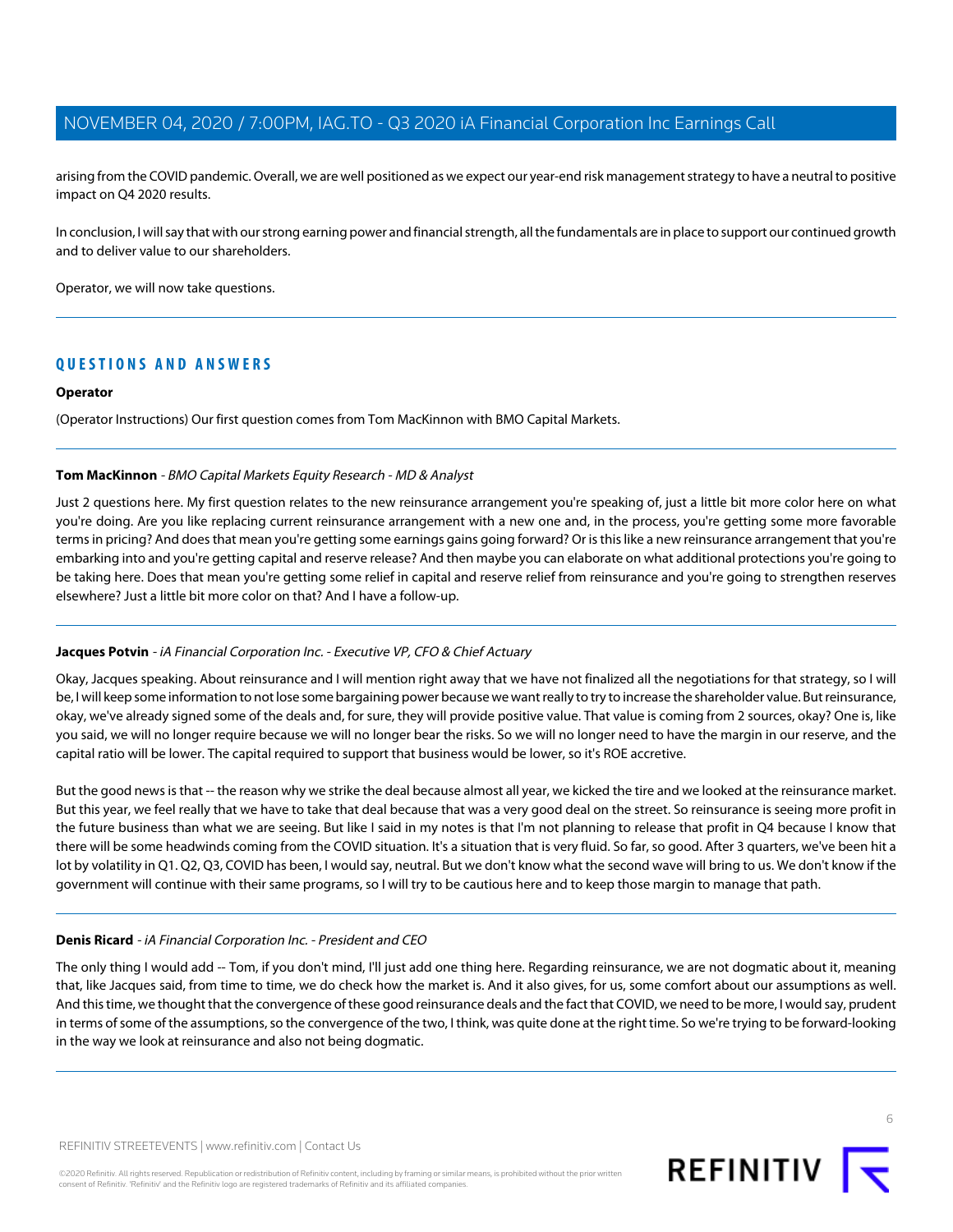arising from the COVID pandemic. Overall, we are well positioned as we expect our year-end risk management strategy to have a neutral to positive impact on Q4 2020 results.

In conclusion, I will say that with our strong earning power and financial strength, all the fundamentals are in place to support our continued growth and to deliver value to our shareholders.

Operator, we will now take questions.

## QUESTIONS AND ANSWERS

**Operator**

(Operator Instructions) Our first question comes from Tom MacKinnon with BMO Capital Markets.

**Tom MacKinnon** - *BMO Capital Markets Equity Research - MD & Analyst*

Just 2 questions here. My first question relates to the new reinsurance arrangement you're speaking of, just a little bit more color here on what you're doing. Are you like replacing current reinsurance arrangement with a new one and, in the process, you're getting some more favorable terms in pricing? And does that mean you're getting some earnings gains going forward? Or is this like a new reinsurance arrangement that you're embarking into and you're getting capital and reserve release? And then maybe you can elaborate on what additional protections you're going to be taking here. Does that mean you're getting some relief in capital and reserve relief from reinsurance and you're going to strengthen reserves elsewhere? Just a little bit more color on that? And I have a follow-up.

**Jacques Potvin** - *iA Financial Corporation Inc. - Executive VP, CFO & Chief Actuary*

Okay, Jacques speaking. About reinsurance and I will mention right away that we have not finalized all the negotiations for that strategy, so I will be, I will keep some information to not lose some bargaining power because we want really to try to increase the shareholder value. But reinsurance, okay, we've already signed some of the deals and, for sure, they will provide positive value. That value is coming from 2 sources, okay? One is, like you said, we will no longer require because we will no longer bear the risks. So we will no longer need to have the margin in our reserve, and the capital ratio will be lower. The capital required to support that business would be lower, so it's ROE accretive.

But the good news is that -- the reason why we strike the deal because almost all year, we kicked the tire and we looked at the reinsurance market. But this year, we feel really that we have to take that deal because that was a very good deal on the street. So reinsurance is seeing more profit in the future business than what we are seeing. But like I said in my notes is that I'm not planning to release that profit in Q4 because I know that there will be some headwinds coming from the COVID situation. It's a situation that is very fluid. So far, so good. After 3 quarters, we've been hit a lot by volatility in Q1. Q2, Q3, COVID has been, I would say, neutral. But we don't know what the second wave will bring to us. We don't know if the government will continue with their same programs, so I will try to be cautious here and to keep those margin to manage that path.

**Denis Ricard** - *iA Financial Corporation Inc. - President and CEO*

The only thing I would add -- Tom, if you don't mind, I'll just add one thing here. Regarding reinsurance, we are not dogmatic about it, meaning that, like Jacques said, from time to time, we do check how the market is. And it also gives, for us, some comfort about our assumptions as well. And this time, we thought that the convergence of these good reinsurance deals and the fact that COVID, we need to be more, I would say, prudent in terms of some of the assumptions, so the convergence of the two, I think, was quite done at the right time. So we're trying to be forward-looking in the way we look at reinsurance and also not being dogmatic.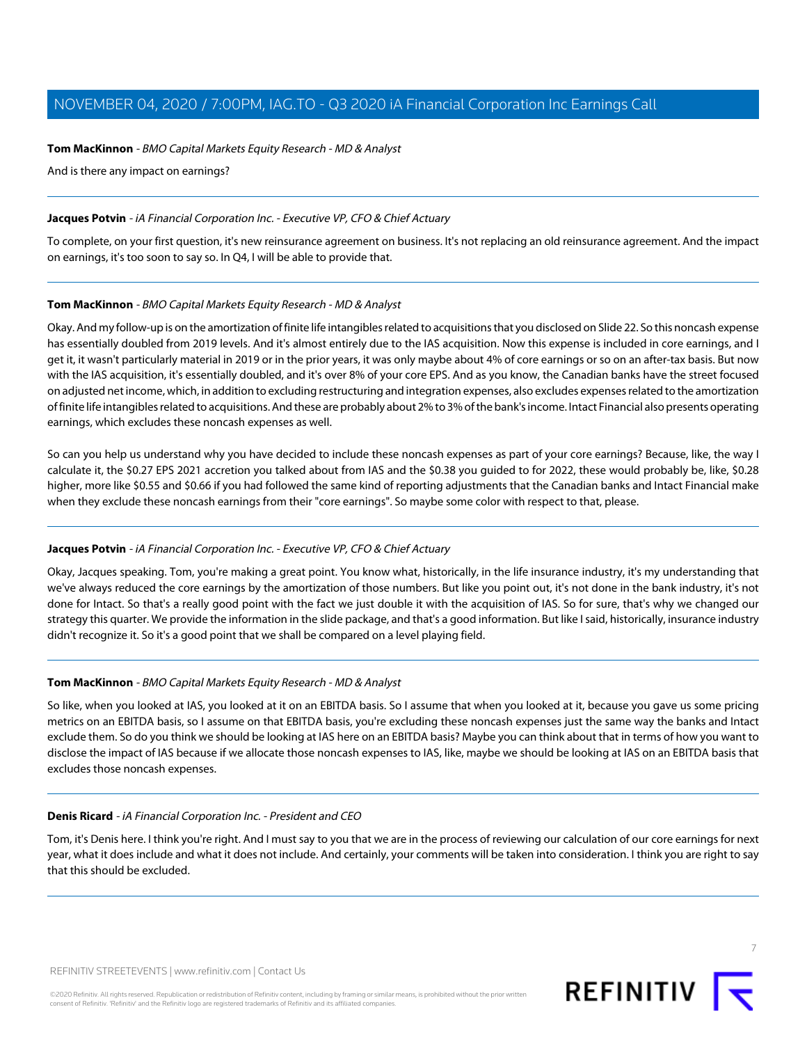**Tom MacKinnon** - *BMO Capital Markets Equity Research - MD & Analyst*

And is there any impact on earnings?

---

**Jacques Potvin** - *iA Financial Corporation Inc. - Executive VP, CFO & Chief Actuary*

To complete, on your first question, it's new reinsurance agreement on business. It's not replacing an old reinsurance agreement. And the impact on earnings, it's too soon to say so. In Q4, I will be able to provide that.

---

**Tom MacKinnon** - *BMO Capital Markets Equity Research - MD & Analyst*

Okay. And my follow-up is on the amortization of finite life intangibles related to acquisitions that you disclosed on Slide 22. So this noncash expense has essentially doubled from 2019 levels. And it's almost entirely due to the IAS acquisition. Now this expense is included in core earnings, and I get it, it wasn't particularly material in 2019 or in the prior years, it was only maybe about 4% of core earnings or so on an after-tax basis. But now with the IAS acquisition, it's essentially doubled, and it's over 8% of your core EPS. And as you know, the Canadian banks have the street focused on adjusted net income, which, in addition to excluding restructuring and integration expenses, also excludes expenses related to the amortization of finite life intangibles related to acquisitions. And these are probably about 2% to 3% of the bank's income. Intact Financial also presents operating earnings, which excludes these noncash expenses as well.

So can you help us understand why you have decided to include these noncash expenses as part of your core earnings? Because, like, the way I calculate it, the $0.27 EPS 2021 accretion you talked about from IAS and the $0.38 you guided to for 2022, these would probably be, like, $0.28 higher, more like $0.55 and $0.66 if you had followed the same kind of reporting adjustments that the Canadian banks and Intact Financial make when they exclude these noncash earnings from their "core earnings". So maybe some color with respect to that, please.

---

**Jacques Potvin** - *iA Financial Corporation Inc. - Executive VP, CFO & Chief Actuary*

Okay, Jacques speaking. Tom, you're making a great point. You know what, historically, in the life insurance industry, it's my understanding that we've always reduced the core earnings by the amortization of those numbers. But like you point out, it's not done in the bank industry, it's not done for Intact. So that's a really good point with the fact we just double it with the acquisition of IAS. So for sure, that's why we changed our strategy this quarter. We provide the information in the slide package, and that's a good information. But like I said, historically, insurance industry didn't recognize it. So it's a good point that we shall be compared on a level playing field.

---

**Tom MacKinnon** - *BMO Capital Markets Equity Research - MD & Analyst*

So like, when you looked at IAS, you looked at it on an EBITDA basis. So I assume that when you looked at it, because you gave us some pricing metrics on an EBITDA basis, so I assume on that EBITDA basis, you're excluding these noncash expenses just the same way the banks and Intact exclude them. So do you think we should be looking at IAS here on an EBITDA basis? Maybe you can think about that in terms of how you want to disclose the impact of IAS because if we allocate those noncash expenses to IAS, like, maybe we should be looking at IAS on an EBITDA basis that excludes those noncash expenses.

---

**Denis Ricard** - *iA Financial Corporation Inc. - President and CEO*

Tom, it's Denis here. I think you're right. And I must say to you that we are in the process of reviewing our calculation of our core earnings for next year, what it does include and what it does not include. And certainly, your comments will be taken into consideration. I think you are right to say that this should be excluded.

---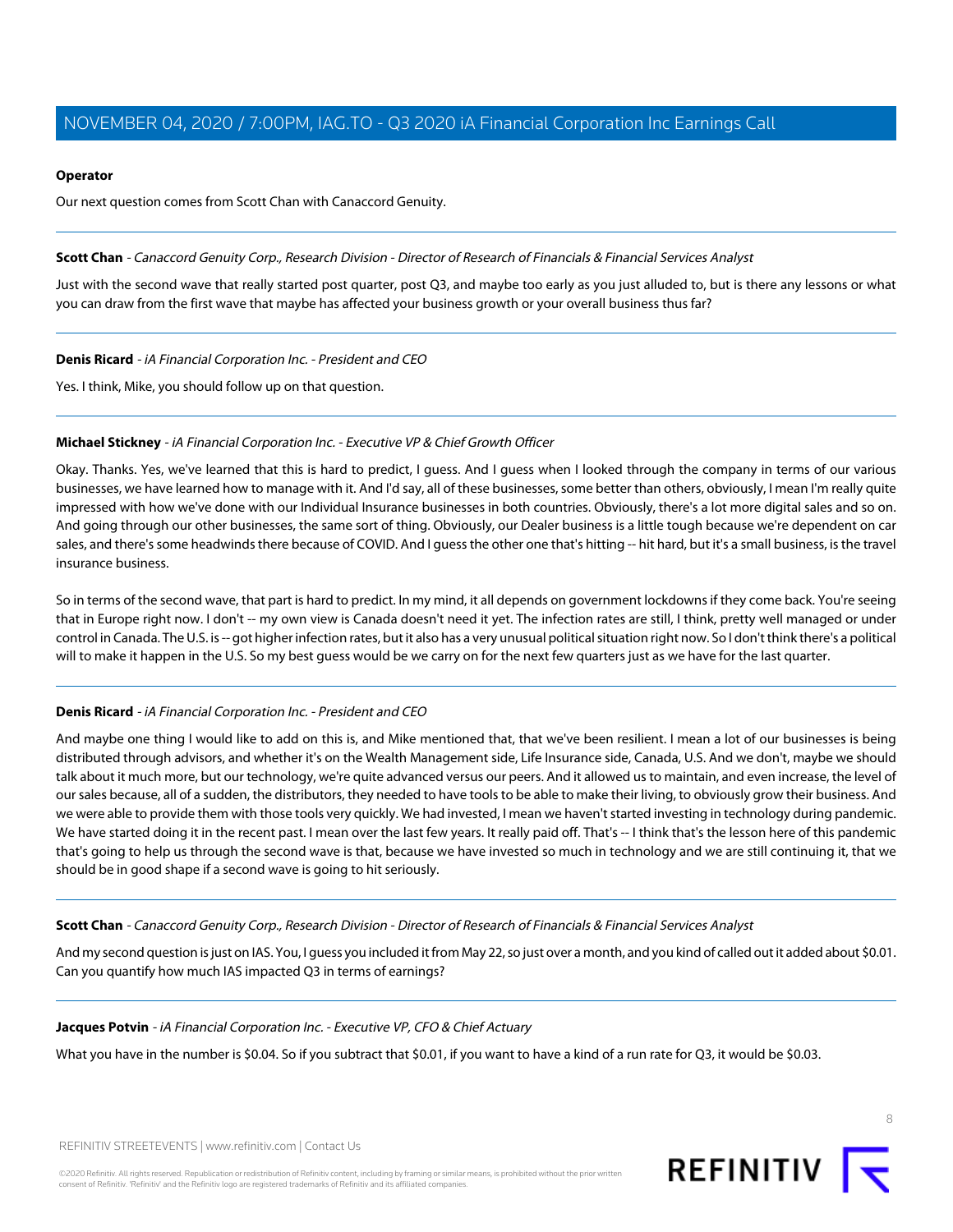**Operator**

Our next question comes from Scott Chan with Canaccord Genuity.

---

**Scott Chan** - *Canaccord Genuity Corp., Research Division - Director of Research of Financials & Financial Services Analyst*

Just with the second wave that really started post quarter, post Q3, and maybe too early as you just alluded to, but is there any lessons or what you can draw from the first wave that maybe has affected your business growth or your overall business thus far?

---

**Denis Ricard** - *iA Financial Corporation Inc. - President and CEO*

Yes. I think, Mike, you should follow up on that question.

---

**Michael Stickney** - *iA Financial Corporation Inc. - Executive VP & Chief Growth Officer*

Okay. Thanks. Yes, we've learned that this is hard to predict, I guess. And I guess when I looked through the company in terms of our various businesses, we have learned how to manage with it. And I'd say, all of these businesses, some better than others, obviously, I mean I'm really quite impressed with how we've done with our Individual Insurance businesses in both countries. Obviously, there's a lot more digital sales and so on. And going through our other businesses, the same sort of thing. Obviously, our Dealer business is a little tough because we're dependent on car sales, and there's some headwinds there because of COVID. And I guess the other one that's hitting -- hit hard, but it's a small business, is the travel insurance business.

So in terms of the second wave, that part is hard to predict. In my mind, it all depends on government lockdowns if they come back. You're seeing that in Europe right now. I don't -- my own view is Canada doesn't need it yet. The infection rates are still, I think, pretty well managed or under control in Canada. The U.S. is -- got higher infection rates, but it also has a very unusual political situation right now. So I don't think there's a political will to make it happen in the U.S. So my best guess would be we carry on for the next few quarters just as we have for the last quarter.

---

**Denis Ricard** - *iA Financial Corporation Inc. - President and CEO*

And maybe one thing I would like to add on this is, and Mike mentioned that, that we've been resilient. I mean a lot of our businesses is being distributed through advisors, and whether it's on the Wealth Management side, Life Insurance side, Canada, U.S. And we don't, maybe we should talk about it much more, but our technology, we're quite advanced versus our peers. And it allowed us to maintain, and even increase, the level of our sales because, all of a sudden, the distributors, they needed to have tools to be able to make their living, to obviously grow their business. And we were able to provide them with those tools very quickly. We had invested, I mean we haven't started investing in technology during pandemic. We have started doing it in the recent past. I mean over the last few years. It really paid off. That's -- I think that's the lesson here of this pandemic that's going to help us through the second wave is that, because we have invested so much in technology and we are still continuing it, that we should be in good shape if a second wave is going to hit seriously.

---

**Scott Chan** - *Canaccord Genuity Corp., Research Division - Director of Research of Financials & Financial Services Analyst*

And my second question is just on IAS. You, I guess you included it from May 22, so just over a month, and you kind of called out it added about $0.01. Can you quantify how much IAS impacted Q3 in terms of earnings?

---

**Jacques Potvin** - *iA Financial Corporation Inc. - Executive VP, CFO & Chief Actuary*

What you have in the number is $0.04. So if you subtract that $0.01, if you want to have a kind of a run rate for Q3, it would be $0.03.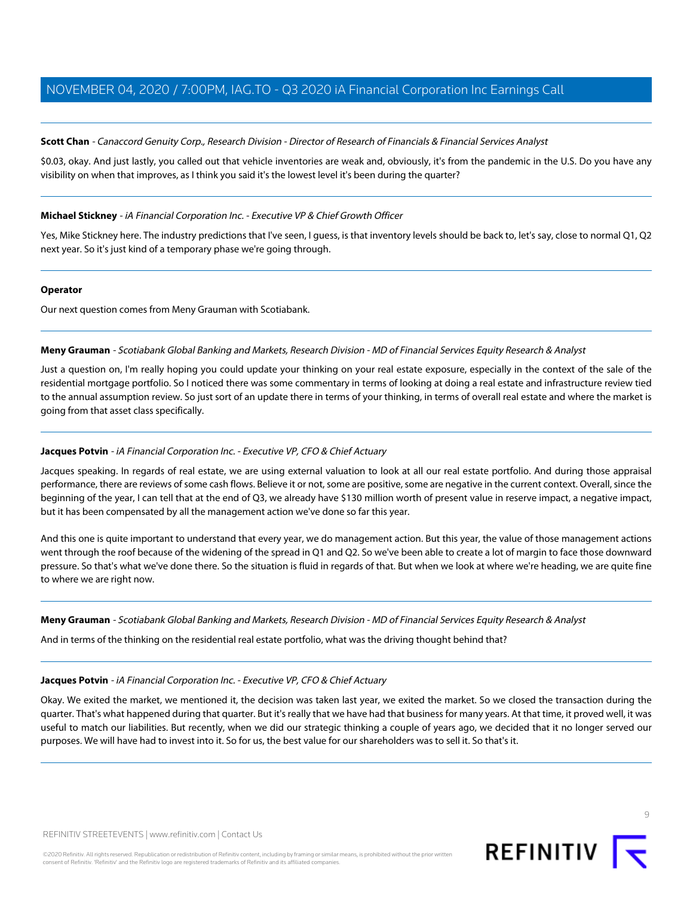**Scott Chan** - *Canaccord Genuity Corp., Research Division - Director of Research of Financials & Financial Services Analyst*

$0.03, okay. And just lastly, you called out that vehicle inventories are weak and, obviously, it's from the pandemic in the U.S. Do you have any visibility on when that improves, as I think you said it's the lowest level it's been during the quarter?

---

**Michael Stickney** - *iA Financial Corporation Inc. - Executive VP & Chief Growth Officer*

Yes, Mike Stickney here. The industry predictions that I've seen, I guess, is that inventory levels should be back to, let's say, close to normal Q1, Q2 next year. So it's just kind of a temporary phase we're going through.

---

**Operator**

Our next question comes from Meny Grauman with Scotiabank.

---

**Meny Grauman** - *Scotiabank Global Banking and Markets, Research Division - MD of Financial Services Equity Research & Analyst*

Just a question on, I'm really hoping you could update your thinking on your real estate exposure, especially in the context of the sale of the residential mortgage portfolio. So I noticed there was some commentary in terms of looking at doing a real estate and infrastructure review tied to the annual assumption review. So just sort of an update there in terms of your thinking, in terms of overall real estate and where the market is going from that asset class specifically.

---

**Jacques Potvin** - *iA Financial Corporation Inc. - Executive VP, CFO & Chief Actuary*

Jacques speaking. In regards of real estate, we are using external valuation to look at all our real estate portfolio. And during those appraisal performance, there are reviews of some cash flows. Believe it or not, some are positive, some are negative in the current context. Overall, since the beginning of the year, I can tell that at the end of Q3, we already have $130 million worth of present value in reserve impact, a negative impact, but it has been compensated by all the management action we've done so far this year.

And this one is quite important to understand that every year, we do management action. But this year, the value of those management actions went through the roof because of the widening of the spread in Q1 and Q2. So we've been able to create a lot of margin to face those downward pressure. So that's what we've done there. So the situation is fluid in regards of that. But when we look at where we're heading, we are quite fine to where we are right now.

---

**Meny Grauman** - *Scotiabank Global Banking and Markets, Research Division - MD of Financial Services Equity Research & Analyst*

And in terms of the thinking on the residential real estate portfolio, what was the driving thought behind that?

---

**Jacques Potvin** - *iA Financial Corporation Inc. - Executive VP, CFO & Chief Actuary*

Okay. We exited the market, we mentioned it, the decision was taken last year, we exited the market. So we closed the transaction during the quarter. That's what happened during that quarter. But it's really that we have had that business for many years. At that time, it proved well, it was useful to match our liabilities. But recently, when we did our strategic thinking a couple of years ago, we decided that it no longer served our purposes. We will have had to invest into it. So for us, the best value for our shareholders was to sell it. So that's it.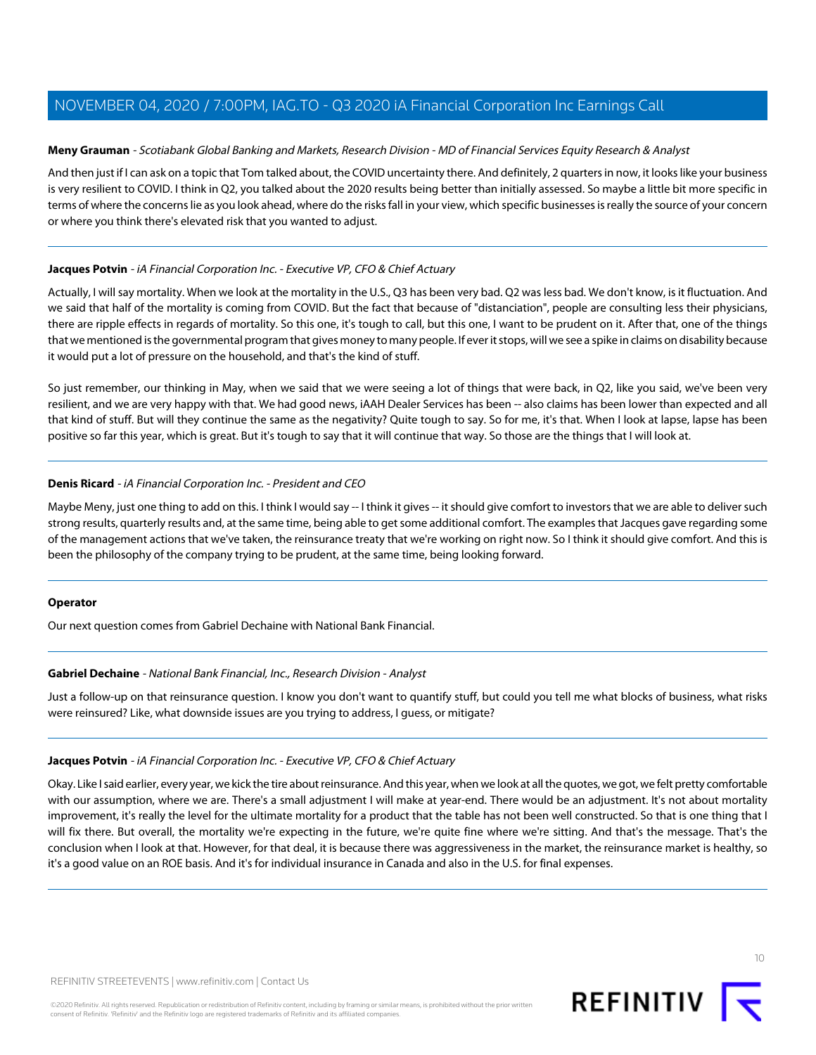**Meny Grauman** - *Scotiabank Global Banking and Markets, Research Division - MD of Financial Services Equity Research & Analyst*

And then just if I can ask on a topic that Tom talked about, the COVID uncertainty there. And definitely, 2 quarters in now, it looks like your business is very resilient to COVID. I think in Q2, you talked about the 2020 results being better than initially assessed. So maybe a little bit more specific in terms of where the concerns lie as you look ahead, where do the risks fall in your view, which specific businesses is really the source of your concern or where you think there's elevated risk that you wanted to adjust.

---

**Jacques Potvin** - *iA Financial Corporation Inc. - Executive VP, CFO & Chief Actuary*

Actually, I will say mortality. When we look at the mortality in the U.S., Q3 has been very bad. Q2 was less bad. We don't know, is it fluctuation. And we said that half of the mortality is coming from COVID. But the fact that because of "distanciation", people are consulting less their physicians, there are ripple effects in regards of mortality. So this one, it's tough to call, but this one, I want to be prudent on it. After that, one of the things that we mentioned is the governmental program that gives money to many people. If ever it stops, will we see a spike in claims on disability because it would put a lot of pressure on the household, and that's the kind of stuff.

So just remember, our thinking in May, when we said that we were seeing a lot of things that were back, in Q2, like you said, we've been very resilient, and we are very happy with that. We had good news, iAAH Dealer Services has been -- also claims has been lower than expected and all that kind of stuff. But will they continue the same as the negativity? Quite tough to say. So for me, it's that. When I look at lapse, lapse has been positive so far this year, which is great. But it's tough to say that it will continue that way. So those are the things that I will look at.

---

**Denis Ricard** - *iA Financial Corporation Inc. - President and CEO*

Maybe Meny, just one thing to add on this. I think I would say -- I think it gives -- it should give comfort to investors that we are able to deliver such strong results, quarterly results and, at the same time, being able to get some additional comfort. The examples that Jacques gave regarding some of the management actions that we've taken, the reinsurance treaty that we're working on right now. So I think it should give comfort. And this is been the philosophy of the company trying to be prudent, at the same time, being looking forward.

---

**Operator**

Our next question comes from Gabriel Dechaine with National Bank Financial.

---

**Gabriel Dechaine** - *National Bank Financial, Inc., Research Division - Analyst*

Just a follow-up on that reinsurance question. I know you don't want to quantify stuff, but could you tell me what blocks of business, what risks were reinsured? Like, what downside issues are you trying to address, I guess, or mitigate?

---

**Jacques Potvin** - *iA Financial Corporation Inc. - Executive VP, CFO & Chief Actuary*

Okay. Like I said earlier, every year, we kick the tire about reinsurance. And this year, when we look at all the quotes, we got, we felt pretty comfortable with our assumption, where we are. There's a small adjustment I will make at year-end. There would be an adjustment. It's not about mortality improvement, it's really the level for the ultimate mortality for a product that the table has not been well constructed. So that is one thing that I will fix there. But overall, the mortality we're expecting in the future, we're quite fine where we're sitting. And that's the message. That's the conclusion when I look at that. However, for that deal, it is because there was aggressiveness in the market, the reinsurance market is healthy, so it's a good value on an ROE basis. And it's for individual insurance in Canada and also in the U.S. for final expenses.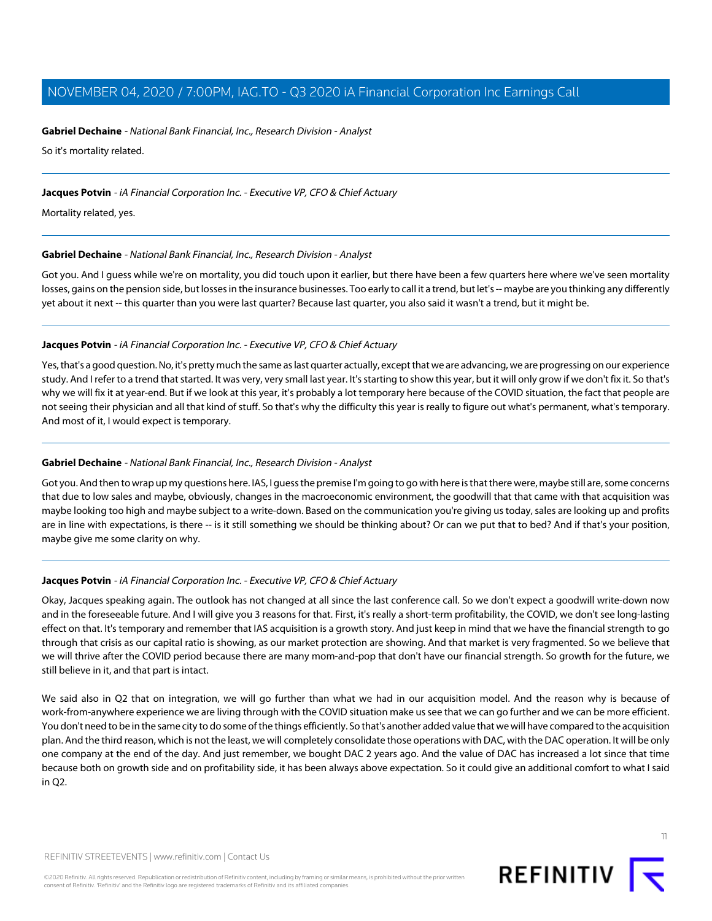**Gabriel Dechaine** - *National Bank Financial, Inc., Research Division - Analyst*

So it's mortality related.

---

**Jacques Potvin** - *iA Financial Corporation Inc. - Executive VP, CFO & Chief Actuary*

Mortality related, yes.

---

**Gabriel Dechaine** - *National Bank Financial, Inc., Research Division - Analyst*

Got you. And I guess while we're on mortality, you did touch upon it earlier, but there have been a few quarters here where we've seen mortality losses, gains on the pension side, but losses in the insurance businesses. Too early to call it a trend, but let's -- maybe are you thinking any differently yet about it next -- this quarter than you were last quarter? Because last quarter, you also said it wasn't a trend, but it might be.

---

**Jacques Potvin** - *iA Financial Corporation Inc. - Executive VP, CFO & Chief Actuary*

Yes, that's a good question. No, it's pretty much the same as last quarter actually, except that we are advancing, we are progressing on our experience study. And I refer to a trend that started. It was very, very small last year. It's starting to show this year, but it will only grow if we don't fix it. So that's why we will fix it at year-end. But if we look at this year, it's probably a lot temporary here because of the COVID situation, the fact that people are not seeing their physician and all that kind of stuff. So that's why the difficulty this year is really to figure out what's permanent, what's temporary. And most of it, I would expect is temporary.

---

**Gabriel Dechaine** - *National Bank Financial, Inc., Research Division - Analyst*

Got you. And then to wrap up my questions here. IAS, I guess the premise I'm going to go with here is that there were, maybe still are, some concerns that due to low sales and maybe, obviously, changes in the macroeconomic environment, the goodwill that that came with that acquisition was maybe looking too high and maybe subject to a write-down. Based on the communication you're giving us today, sales are looking up and profits are in line with expectations, is there -- is it still something we should be thinking about? Or can we put that to bed? And if that's your position, maybe give me some clarity on why.

---

**Jacques Potvin** - *iA Financial Corporation Inc. - Executive VP, CFO & Chief Actuary*

Okay, Jacques speaking again. The outlook has not changed at all since the last conference call. So we don't expect a goodwill write-down now and in the foreseeable future. And I will give you 3 reasons for that. First, it's really a short-term profitability, the COVID, we don't see long-lasting effect on that. It's temporary and remember that IAS acquisition is a growth story. And just keep in mind that we have the financial strength to go through that crisis as our capital ratio is showing, as our market protection are showing. And that market is very fragmented. So we believe that we will thrive after the COVID period because there are many mom-and-pop that don't have our financial strength. So growth for the future, we still believe in it, and that part is intact.

We said also in Q2 that on integration, we will go further than what we had in our acquisition model. And the reason why is because of work-from-anywhere experience we are living through with the COVID situation make us see that we can go further and we can be more efficient. You don't need to be in the same city to do some of the things efficiently. So that's another added value that we will have compared to the acquisition plan. And the third reason, which is not the least, we will completely consolidate those operations with DAC, with the DAC operation. It will be only one company at the end of the day. And just remember, we bought DAC 2 years ago. And the value of DAC has increased a lot since that time because both on growth side and on profitability side, it has been always above expectation. So it could give an additional comfort to what I said in Q2.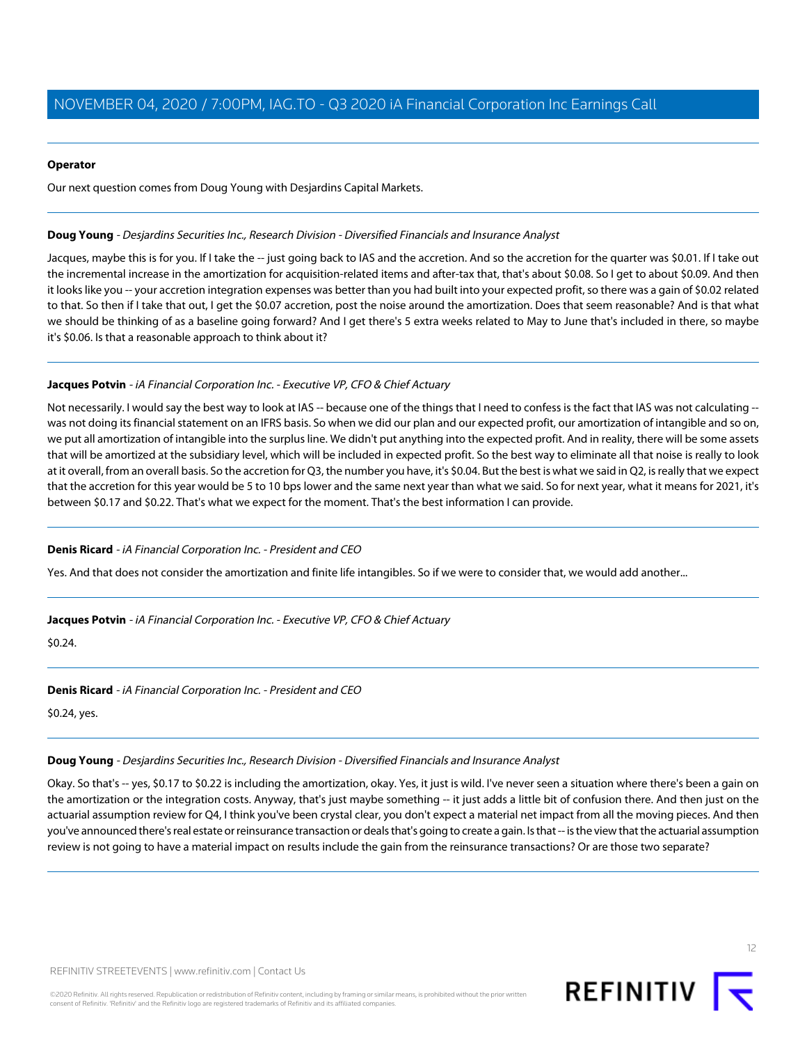**Operator**

Our next question comes from Doug Young with Desjardins Capital Markets.

---

**Doug Young** - *Desjardins Securities Inc., Research Division - Diversified Financials and Insurance Analyst*

Jacques, maybe this is for you. If I take the -- just going back to IAS and the accretion. And so the accretion for the quarter was $0.01. If I take out the incremental increase in the amortization for acquisition-related items and after-tax that, that's about $0.08. So I get to about $0.09. And then it looks like you -- your accretion integration expenses was better than you had built into your expected profit, so there was a gain of $0.02 related to that. So then if I take that out, I get the $0.07 accretion, post the noise around the amortization. Does that seem reasonable? And is that what we should be thinking of as a baseline going forward? And I get there's 5 extra weeks related to May to June that's included in there, so maybe it's $0.06. Is that a reasonable approach to think about it?

---

**Jacques Potvin** - *iA Financial Corporation Inc. - Executive VP, CFO & Chief Actuary*

Not necessarily. I would say the best way to look at IAS -- because one of the things that I need to confess is the fact that IAS was not calculating -- was not doing its financial statement on an IFRS basis. So when we did our plan and our expected profit, our amortization of intangible and so on, we put all amortization of intangible into the surplus line. We didn't put anything into the expected profit. And in reality, there will be some assets that will be amortized at the subsidiary level, which will be included in expected profit. So the best way to eliminate all that noise is really to look at it overall, from an overall basis. So the accretion for Q3, the number you have, it's $0.04. But the best is what we said in Q2, is really that we expect that the accretion for this year would be 5 to 10 bps lower and the same next year than what we said. So for next year, what it means for 2021, it's between $0.17 and $0.22. That's what we expect for the moment. That's the best information I can provide.

---

**Denis Ricard** - *iA Financial Corporation Inc. - President and CEO*

Yes. And that does not consider the amortization and finite life intangibles. So if we were to consider that, we would add another...

---

**Jacques Potvin** - *iA Financial Corporation Inc. - Executive VP, CFO & Chief Actuary*

$0.24.

---

**Denis Ricard** - *iA Financial Corporation Inc. - President and CEO*

$0.24, yes.

---

**Doug Young** - *Desjardins Securities Inc., Research Division - Diversified Financials and Insurance Analyst*

Okay. So that's -- yes, $0.17 to $0.22 is including the amortization, okay. Yes, it just is wild. I've never seen a situation where there's been a gain on the amortization or the integration costs. Anyway, that's just maybe something -- it just adds a little bit of confusion there. And then just on the actuarial assumption review for Q4, I think you've been crystal clear, you don't expect a material net impact from all the moving pieces. And then you've announced there's real estate or reinsurance transaction or deals that's going to create a gain. Is that -- is the view that the actuarial assumption review is not going to have a material impact on results include the gain from the reinsurance transactions? Or are those two separate?

---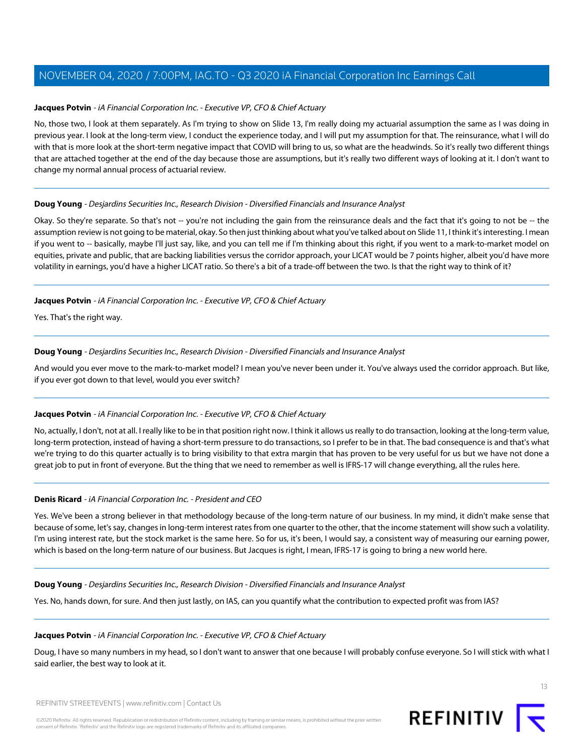**Jacques Potvin** - *iA Financial Corporation Inc. - Executive VP, CFO & Chief Actuary*

No, those two, I look at them separately. As I'm trying to show on Slide 13, I'm really doing my actuarial assumption the same as I was doing in previous year. I look at the long-term view, I conduct the experience today, and I will put my assumption for that. The reinsurance, what I will do with that is more look at the short-term negative impact that COVID will bring to us, so what are the headwinds. So it's really two different things that are attached together at the end of the day because those are assumptions, but it's really two different ways of looking at it. I don't want to change my normal annual process of actuarial review.

---

**Doug Young** - *Desjardins Securities Inc., Research Division - Diversified Financials and Insurance Analyst*

Okay. So they're separate. So that's not -- you're not including the gain from the reinsurance deals and the fact that it's going to not be -- the assumption review is not going to be material, okay. So then just thinking about what you've talked about on Slide 11, I think it's interesting. I mean if you went to -- basically, maybe I'll just say, like, and you can tell me if I'm thinking about this right, if you went to a mark-to-market model on equities, private and public, that are backing liabilities versus the corridor approach, your LICAT would be 7 points higher, albeit you'd have more volatility in earnings, you'd have a higher LICAT ratio. So there's a bit of a trade-off between the two. Is that the right way to think of it?

---

**Jacques Potvin** - *iA Financial Corporation Inc. - Executive VP, CFO & Chief Actuary*

Yes. That's the right way.

---

**Doug Young** - *Desjardins Securities Inc., Research Division - Diversified Financials and Insurance Analyst*

And would you ever move to the mark-to-market model? I mean you've never been under it. You've always used the corridor approach. But like, if you ever got down to that level, would you ever switch?

---

**Jacques Potvin** - *iA Financial Corporation Inc. - Executive VP, CFO & Chief Actuary*

No, actually, I don't, not at all. I really like to be in that position right now. I think it allows us really to do transaction, looking at the long-term value, long-term protection, instead of having a short-term pressure to do transactions, so I prefer to be in that. The bad consequence is and that's what we're trying to do this quarter actually is to bring visibility to that extra margin that has proven to be very useful for us but we have not done a great job to put in front of everyone. But the thing that we need to remember as well is IFRS-17 will change everything, all the rules here.

---

**Denis Ricard** - *iA Financial Corporation Inc. - President and CEO*

Yes. We've been a strong believer in that methodology because of the long-term nature of our business. In my mind, it didn't make sense that because of some, let's say, changes in long-term interest rates from one quarter to the other, that the income statement will show such a volatility. I'm using interest rate, but the stock market is the same here. So for us, it's been, I would say, a consistent way of measuring our earning power, which is based on the long-term nature of our business. But Jacques is right, I mean, IFRS-17 is going to bring a new world here.

---

**Doug Young** - *Desjardins Securities Inc., Research Division - Diversified Financials and Insurance Analyst*

Yes. No, hands down, for sure. And then just lastly, on IAS, can you quantify what the contribution to expected profit was from IAS?

---

**Jacques Potvin** - *iA Financial Corporation Inc. - Executive VP, CFO & Chief Actuary*

Doug, I have so many numbers in my head, so I don't want to answer that one because I will probably confuse everyone. So I will stick with what I said earlier, the best way to look at it.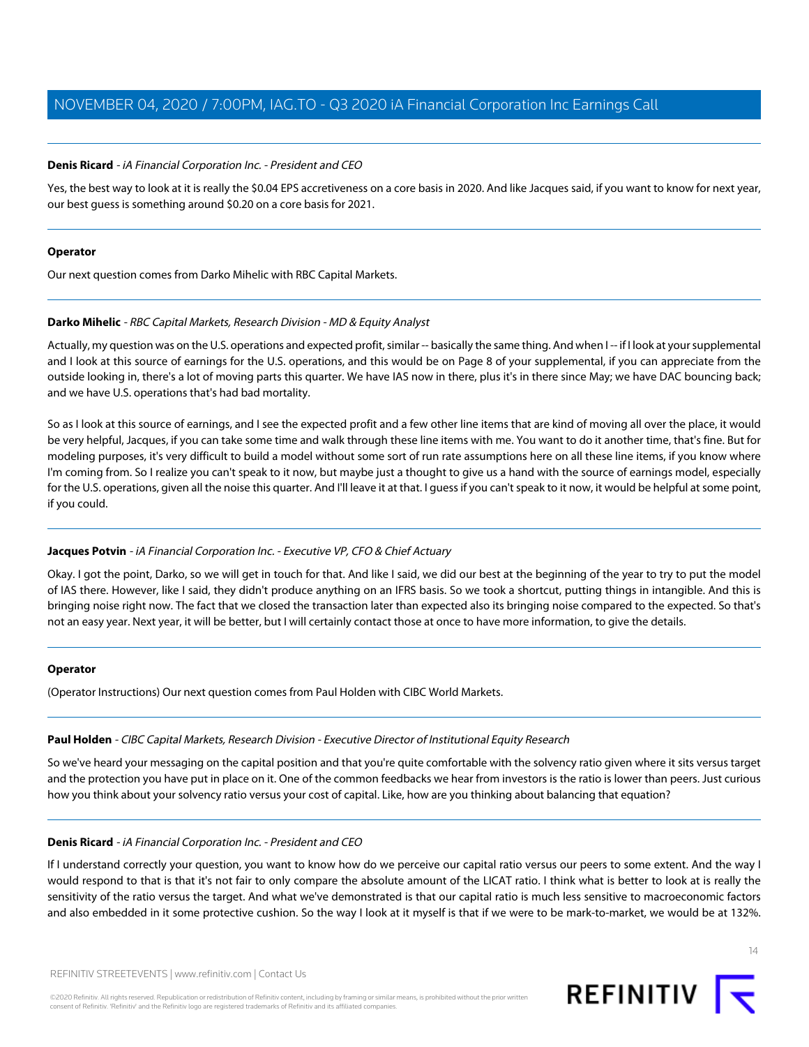**Denis Ricard** - *iA Financial Corporation Inc. - President and CEO*

Yes, the best way to look at it is really the $0.04 EPS accretiveness on a core basis in 2020. And like Jacques said, if you want to know for next year, our best guess is something around $0.20 on a core basis for 2021.

---

**Operator**

Our next question comes from Darko Mihelic with RBC Capital Markets.

---

**Darko Mihelic** - *RBC Capital Markets, Research Division - MD & Equity Analyst*

Actually, my question was on the U.S. operations and expected profit, similar -- basically the same thing. And when I -- if I look at your supplemental and I look at this source of earnings for the U.S. operations, and this would be on Page 8 of your supplemental, if you can appreciate from the outside looking in, there's a lot of moving parts this quarter. We have IAS now in there, plus it's in there since May; we have DAC bouncing back; and we have U.S. operations that's had bad mortality.

So as I look at this source of earnings, and I see the expected profit and a few other line items that are kind of moving all over the place, it would be very helpful, Jacques, if you can take some time and walk through these line items with me. You want to do it another time, that's fine. But for modeling purposes, it's very difficult to build a model without some sort of run rate assumptions here on all these line items, if you know where I'm coming from. So I realize you can't speak to it now, but maybe just a thought to give us a hand with the source of earnings model, especially for the U.S. operations, given all the noise this quarter. And I'll leave it at that. I guess if you can't speak to it now, it would be helpful at some point, if you could.

---

**Jacques Potvin** - *iA Financial Corporation Inc. - Executive VP, CFO & Chief Actuary*

Okay. I got the point, Darko, so we will get in touch for that. And like I said, we did our best at the beginning of the year to try to put the model of IAS there. However, like I said, they didn't produce anything on an IFRS basis. So we took a shortcut, putting things in intangible. And this is bringing noise right now. The fact that we closed the transaction later than expected also its bringing noise compared to the expected. So that's not an easy year. Next year, it will be better, but I will certainly contact those at once to have more information, to give the details.

---

**Operator**

(Operator Instructions) Our next question comes from Paul Holden with CIBC World Markets.

---

**Paul Holden** - *CIBC Capital Markets, Research Division - Executive Director of Institutional Equity Research*

So we've heard your messaging on the capital position and that you're quite comfortable with the solvency ratio given where it sits versus target and the protection you have put in place on it. One of the common feedbacks we hear from investors is the ratio is lower than peers. Just curious how you think about your solvency ratio versus your cost of capital. Like, how are you thinking about balancing that equation?

---

**Denis Ricard** - *iA Financial Corporation Inc. - President and CEO*

If I understand correctly your question, you want to know how do we perceive our capital ratio versus our peers to some extent. And the way I would respond to that is that it's not fair to only compare the absolute amount of the LICAT ratio. I think what is better to look at is really the sensitivity of the ratio versus the target. And what we've demonstrated is that our capital ratio is much less sensitive to macroeconomic factors and also embedded in it some protective cushion. So the way I look at it myself is that if we were to be mark-to-market, we would be at 132%.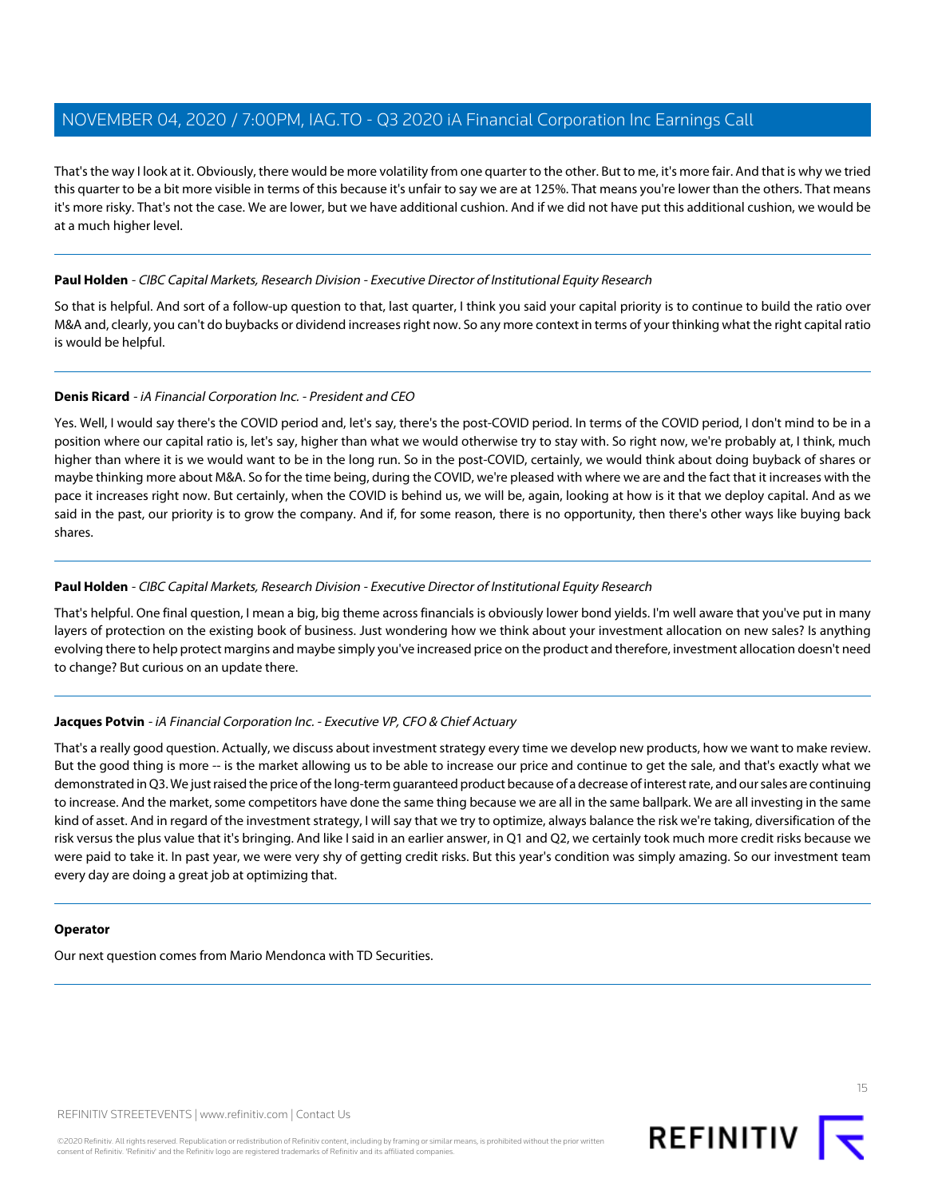That's the way I look at it. Obviously, there would be more volatility from one quarter to the other. But to me, it's more fair. And that is why we tried this quarter to be a bit more visible in terms of this because it's unfair to say we are at 125%. That means you're lower than the others. That means it's more risky. That's not the case. We are lower, but we have additional cushion. And if we did not have put this additional cushion, we would be at a much higher level.

---

**Paul Holden** - *CIBC Capital Markets, Research Division - Executive Director of Institutional Equity Research*

So that is helpful. And sort of a follow-up question to that, last quarter, I think you said your capital priority is to continue to build the ratio over M&A and, clearly, you can't do buybacks or dividend increases right now. So any more context in terms of your thinking what the right capital ratio is would be helpful.

---

**Denis Ricard** - *iA Financial Corporation Inc. - President and CEO*

Yes. Well, I would say there's the COVID period and, let's say, there's the post-COVID period. In terms of the COVID period, I don't mind to be in a position where our capital ratio is, let's say, higher than what we would otherwise try to stay with. So right now, we're probably at, I think, much higher than where it is we would want to be in the long run. So in the post-COVID, certainly, we would think about doing buyback of shares or maybe thinking more about M&A. So for the time being, during the COVID, we're pleased with where we are and the fact that it increases with the pace it increases right now. But certainly, when the COVID is behind us, we will be, again, looking at how is it that we deploy capital. And as we said in the past, our priority is to grow the company. And if, for some reason, there is no opportunity, then there's other ways like buying back shares.

---

**Paul Holden** - *CIBC Capital Markets, Research Division - Executive Director of Institutional Equity Research*

That's helpful. One final question, I mean a big, big theme across financials is obviously lower bond yields. I'm well aware that you've put in many layers of protection on the existing book of business. Just wondering how we think about your investment allocation on new sales? Is anything evolving there to help protect margins and maybe simply you've increased price on the product and therefore, investment allocation doesn't need to change? But curious on an update there.

---

**Jacques Potvin** - *iA Financial Corporation Inc. - Executive VP, CFO & Chief Actuary*

That's a really good question. Actually, we discuss about investment strategy every time we develop new products, how we want to make review. But the good thing is more -- is the market allowing us to be able to increase our price and continue to get the sale, and that's exactly what we demonstrated in Q3. We just raised the price of the long-term guaranteed product because of a decrease of interest rate, and our sales are continuing to increase. And the market, some competitors have done the same thing because we are all in the same ballpark. We are all investing in the same kind of asset. And in regard of the investment strategy, I will say that we try to optimize, always balance the risk we're taking, diversification of the risk versus the plus value that it's bringing. And like I said in an earlier answer, in Q1 and Q2, we certainly took much more credit risks because we were paid to take it. In past year, we were very shy of getting credit risks. But this year's condition was simply amazing. So our investment team every day are doing a great job at optimizing that.

---

**Operator**

Our next question comes from Mario Mendonca with TD Securities.

---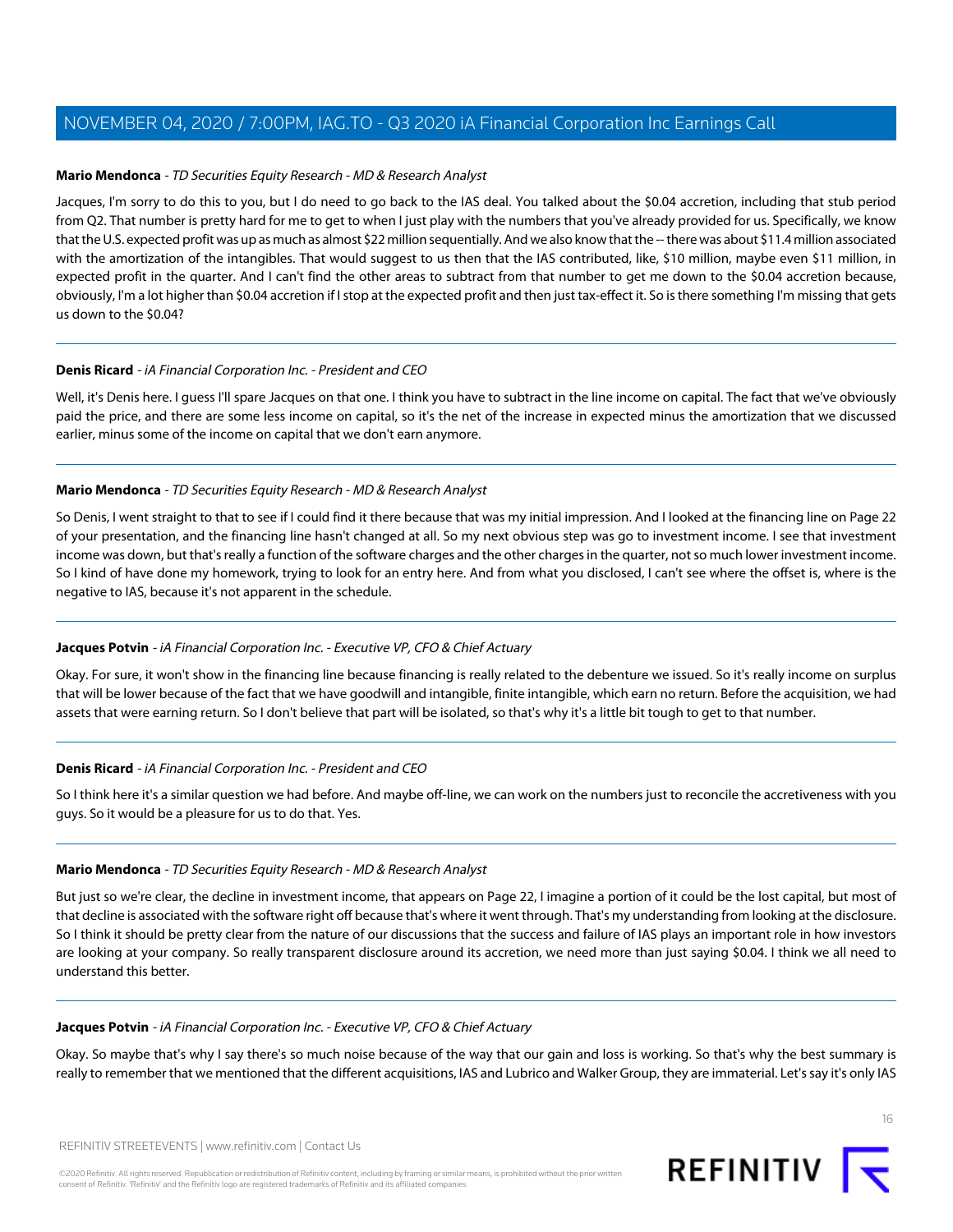**Mario Mendonca** - *TD Securities Equity Research - MD & Research Analyst*

Jacques, I'm sorry to do this to you, but I do need to go back to the IAS deal. You talked about the $0.04 accretion, including that stub period from Q2. That number is pretty hard for me to get to when I just play with the numbers that you've already provided for us. Specifically, we know that the U.S. expected profit was up as much as almost $22 million sequentially. And we also know that the -- there was about $11.4 million associated with the amortization of the intangibles. That would suggest to us then that the IAS contributed, like, $10 million, maybe even $11 million, in expected profit in the quarter. And I can't find the other areas to subtract from that number to get me down to the $0.04 accretion because, obviously, I'm a lot higher than $0.04 accretion if I stop at the expected profit and then just tax-effect it. So is there something I'm missing that gets us down to the $0.04?

---

**Denis Ricard** - *iA Financial Corporation Inc. - President and CEO*

Well, it's Denis here. I guess I'll spare Jacques on that one. I think you have to subtract in the line income on capital. The fact that we've obviously paid the price, and there are some less income on capital, so it's the net of the increase in expected minus the amortization that we discussed earlier, minus some of the income on capital that we don't earn anymore.

---

**Mario Mendonca** - *TD Securities Equity Research - MD & Research Analyst*

So Denis, I went straight to that to see if I could find it there because that was my initial impression. And I looked at the financing line on Page 22 of your presentation, and the financing line hasn't changed at all. So my next obvious step was go to investment income. I see that investment income was down, but that's really a function of the software charges and the other charges in the quarter, not so much lower investment income. So I kind of have done my homework, trying to look for an entry here. And from what you disclosed, I can't see where the offset is, where is the negative to IAS, because it's not apparent in the schedule.

---

**Jacques Potvin** - *iA Financial Corporation Inc. - Executive VP, CFO & Chief Actuary*

Okay. For sure, it won't show in the financing line because financing is really related to the debenture we issued. So it's really income on surplus that will be lower because of the fact that we have goodwill and intangible, finite intangible, which earn no return. Before the acquisition, we had assets that were earning return. So I don't believe that part will be isolated, so that's why it's a little bit tough to get to that number.

---

**Denis Ricard** - *iA Financial Corporation Inc. - President and CEO*

So I think here it's a similar question we had before. And maybe off-line, we can work on the numbers just to reconcile the accretiveness with you guys. So it would be a pleasure for us to do that. Yes.

---

**Mario Mendonca** - *TD Securities Equity Research - MD & Research Analyst*

But just so we're clear, the decline in investment income, that appears on Page 22, I imagine a portion of it could be the lost capital, but most of that decline is associated with the software right off because that's where it went through. That's my understanding from looking at the disclosure. So I think it should be pretty clear from the nature of our discussions that the success and failure of IAS plays an important role in how investors are looking at your company. So really transparent disclosure around its accretion, we need more than just saying $0.04. I think we all need to understand this better.

---

**Jacques Potvin** - *iA Financial Corporation Inc. - Executive VP, CFO & Chief Actuary*

Okay. So maybe that's why I say there's so much noise because of the way that our gain and loss is working. So that's why the best summary is really to remember that we mentioned that the different acquisitions, IAS and Lubrico and Walker Group, they are immaterial. Let's say it's only IAS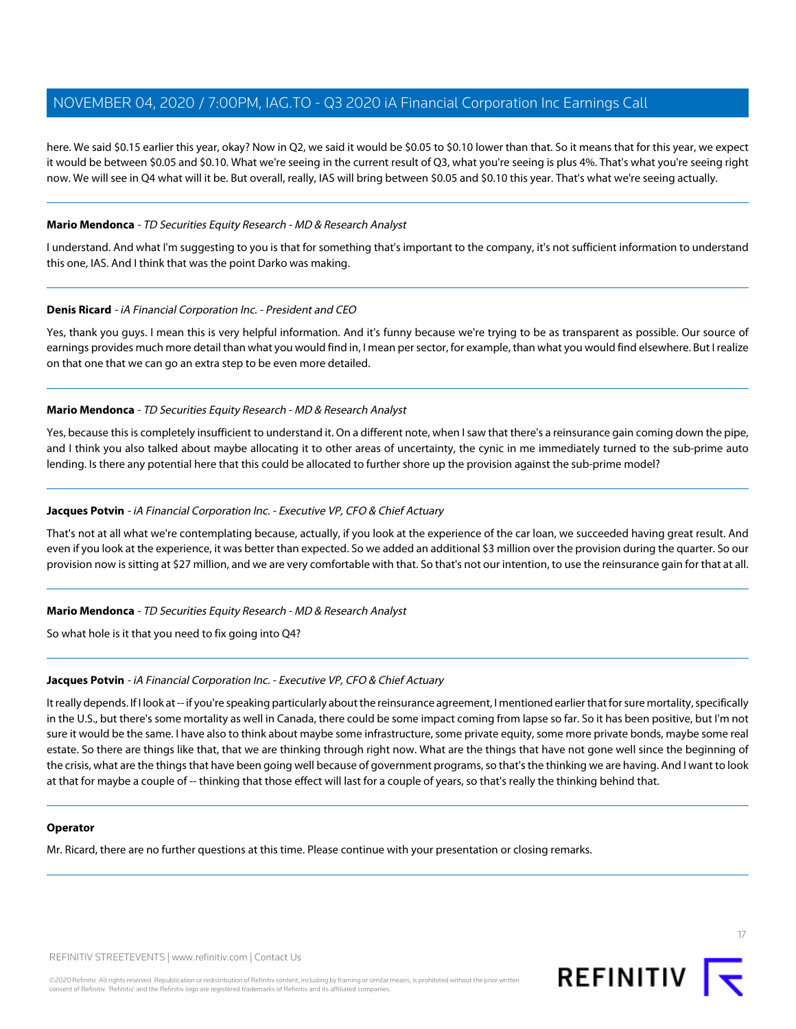here. We said $0.15 earlier this year, okay? Now in Q2, we said it would be $0.05 to $0.10 lower than that. So it means that for this year, we expect it would be between $0.05 and $0.10. What we're seeing in the current result of Q3, what you're seeing is plus 4%. That's what you're seeing right now. We will see in Q4 what will it be. But overall, really, IAS will bring between $0.05 and $0.10 this year. That's what we're seeing actually.

---

**Mario Mendonca** - *TD Securities Equity Research - MD & Research Analyst*

I understand. And what I'm suggesting to you is that for something that's important to the company, it's not sufficient information to understand this one, IAS. And I think that was the point Darko was making.

---

**Denis Ricard** - *iA Financial Corporation Inc. - President and CEO*

Yes, thank you guys. I mean this is very helpful information. And it's funny because we're trying to be as transparent as possible. Our source of earnings provides much more detail than what you would find in, I mean per sector, for example, than what you would find elsewhere. But I realize on that one that we can go an extra step to be even more detailed.

---

**Mario Mendonca** - *TD Securities Equity Research - MD & Research Analyst*

Yes, because this is completely insufficient to understand it. On a different note, when I saw that there's a reinsurance gain coming down the pipe, and I think you also talked about maybe allocating it to other areas of uncertainty, the cynic in me immediately turned to the sub-prime auto lending. Is there any potential here that this could be allocated to further shore up the provision against the sub-prime model?

---

**Jacques Potvin** - *iA Financial Corporation Inc. - Executive VP, CFO & Chief Actuary*

That's not at all what we're contemplating because, actually, if you look at the experience of the car loan, we succeeded having great result. And even if you look at the experience, it was better than expected. So we added an additional $3 million over the provision during the quarter. So our provision now is sitting at $27 million, and we are very comfortable with that. So that's not our intention, to use the reinsurance gain for that at all.

---

**Mario Mendonca** - *TD Securities Equity Research - MD & Research Analyst*

So what hole is it that you need to fix going into Q4?

---

**Jacques Potvin** - *iA Financial Corporation Inc. - Executive VP, CFO & Chief Actuary*

It really depends. If I look at -- if you're speaking particularly about the reinsurance agreement, I mentioned earlier that for sure mortality, specifically in the U.S., but there's some mortality as well in Canada, there could be some impact coming from lapse so far. So it has been positive, but I'm not sure it would be the same. I have also to think about maybe some infrastructure, some private equity, some more private bonds, maybe some real estate. So there are things like that, that we are thinking through right now. What are the things that have not gone well since the beginning of the crisis, what are the things that have been going well because of government programs, so that's the thinking we are having. And I want to look at that for maybe a couple of -- thinking that those effect will last for a couple of years, so that's really the thinking behind that.

---

**Operator**

Mr. Ricard, there are no further questions at this time. Please continue with your presentation or closing remarks.

---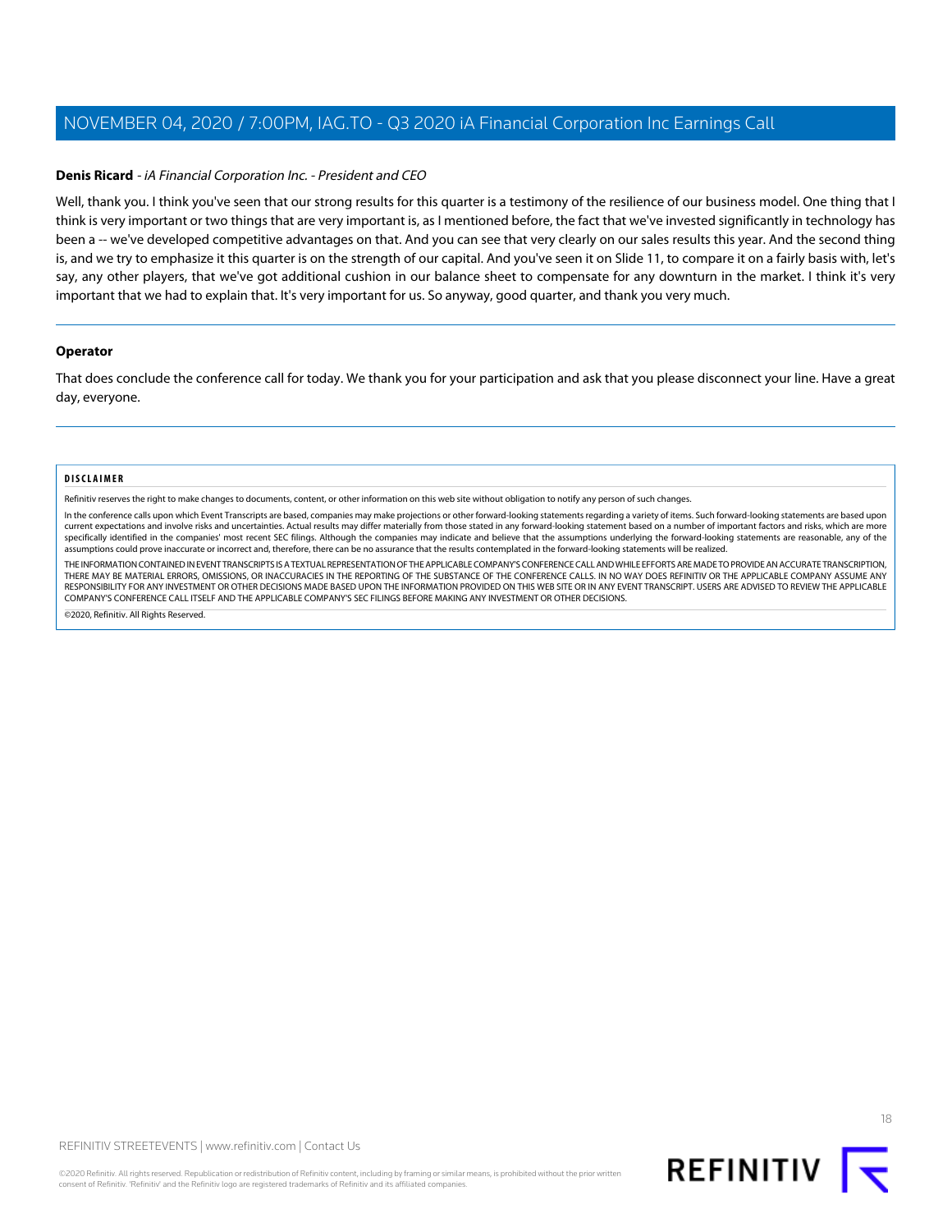**Denis Ricard** - *iA Financial Corporation Inc. - President and CEO*

Well, thank you. I think you've seen that our strong results for this quarter is a testimony of the resilience of our business model. One thing that I think is very important or two things that are very important is, as I mentioned before, the fact that we've invested significantly in technology has been a -- we've developed competitive advantages on that. And you can see that very clearly on our sales results this year. And the second thing is, and we try to emphasize it this quarter is on the strength of our capital. And you've seen it on Slide 11, to compare it on a fairly basis with, let's say, any other players, that we've got additional cushion in our balance sheet to compensate for any downturn in the market. I think it's very important that we had to explain that. It's very important for us. So anyway, good quarter, and thank you very much.

---

**Operator**

That does conclude the conference call for today. We thank you for your participation and ask that you please disconnect your line. Have a great day, everyone.

---

**DISCLAIMER**

Refinitiv reserves the right to make changes to documents, content, or other information on this web site without obligation to notify any person of such changes.

In the conference calls upon which Event Transcripts are based, companies may make projections or other forward-looking statements regarding a variety of items. Such forward-looking statements are based upon current expectations and involve risks and uncertainties. Actual results may differ materially from those stated in any forward-looking statement based on a number of important factors and risks, which are more specifically identified in the companies' most recent SEC filings. Although the companies may indicate and believe that the assumptions underlying the forward-looking statements are reasonable, any of the assumptions could prove inaccurate or incorrect and, therefore, there can be no assurance that the results contemplated in the forward-looking statements will be realized.

THE INFORMATION CONTAINED IN EVENT TRANSCRIPTS IS A TEXTUAL REPRESENTATION OF THE APPLICABLE COMPANY'S CONFERENCE CALL AND WHILE EFFORTS ARE MADE TO PROVIDE AN ACCURATE TRANSCRIPTION, THERE MAY BE MATERIAL ERRORS, OMISSIONS, OR INACCURACIES IN THE REPORTING OF THE SUBSTANCE OF THE CONFERENCE CALLS. IN NO WAY DOES REFINITIV OR THE APPLICABLE COMPANY ASSUME ANY RESPONSIBILITY FOR ANY INVESTMENT OR OTHER DECISIONS MADE BASED UPON THE INFORMATION PROVIDED ON THIS WEB SITE OR IN ANY EVENT TRANSCRIPT. USERS ARE ADVISED TO REVIEW THE APPLICABLE COMPANY'S CONFERENCE CALL ITSELF AND THE APPLICABLE COMPANY'S SEC FILINGS BEFORE MAKING ANY INVESTMENT OR OTHER DECISIONS.

©2020, Refinitiv. All Rights Reserved.